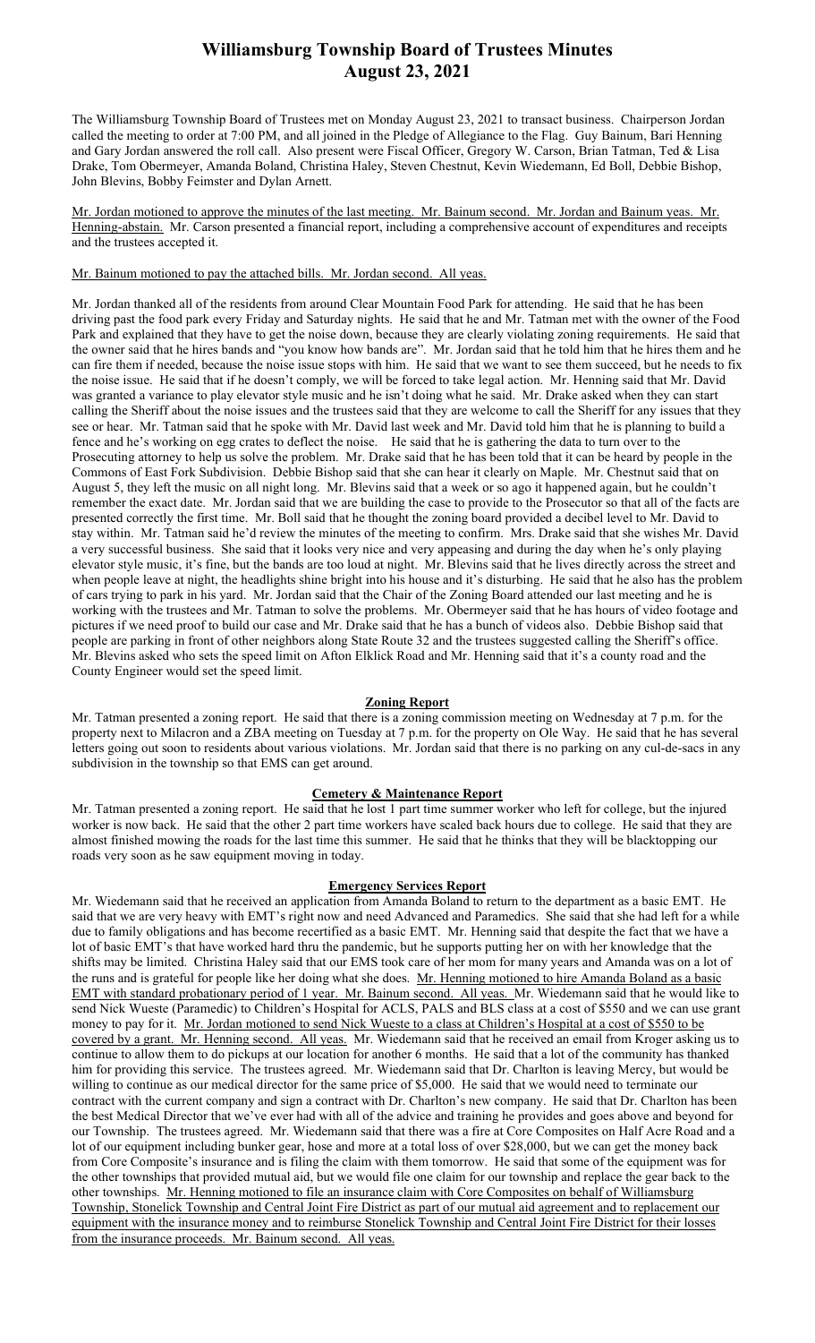# Williamsburg Township Board of Trustees Minutes
## August 23, 2021

The Williamsburg Township Board of Trustees met on Monday August 23, 2021 to transact business. Chairperson Jordan called the meeting to order at 7:00 PM, and all joined in the Pledge of Allegiance to the Flag. Guy Bainum, Bari Henning and Gary Jordan answered the roll call. Also present were Fiscal Officer, Gregory W. Carson, Brian Tatman, Ted & Lisa Drake, Tom Obermeyer, Amanda Boland, Christina Haley, Steven Chestnut, Kevin Wiedemann, Ed Boll, Debbie Bishop, John Blevins, Bobby Feimster and Dylan Arnett.

<u>Mr. Jordan motioned to approve the minutes of the last meeting. Mr. Bainum second. Mr. Jordan and Bainum yeas. Mr. Henning-abstain.</u> Mr. Carson presented a financial report, including a comprehensive account of expenditures and receipts and the trustees accepted it.

<u>Mr. Bainum motioned to pay the attached bills. Mr. Jordan second. All yeas.</u>

Mr. Jordan thanked all of the residents from around Clear Mountain Food Park for attending. He said that he has been driving past the food park every Friday and Saturday nights. He said that he and Mr. Tatman met with the owner of the Food Park and explained that they have to get the noise down, because they are clearly violating zoning requirements. He said that the owner said that he hires bands and "you know how bands are". Mr. Jordan said that he told him that he hires them and he can fire them if needed, because the noise issue stops with him. He said that we want to see them succeed, but he needs to fix the noise issue. He said that if he doesn't comply, we will be forced to take legal action. Mr. Henning said that Mr. David was granted a variance to play elevator style music and he isn't doing what he said. Mr. Drake asked when they can start calling the Sheriff about the noise issues and the trustees said that they are welcome to call the Sheriff for any issues that they see or hear. Mr. Tatman said that he spoke with Mr. David last week and Mr. David told him that he is planning to build a fence and he's working on egg crates to deflect the noise. He said that he is gathering the data to turn over to the Prosecuting attorney to help us solve the problem. Mr. Drake said that he has been told that it can be heard by people in the Commons of East Fork Subdivision. Debbie Bishop said that she can hear it clearly on Maple. Mr. Chestnut said that on August 5, they left the music on all night long. Mr. Blevins said that a week or so ago it happened again, but he couldn't remember the exact date. Mr. Jordan said that we are building the case to provide to the Prosecutor so that all of the facts are presented correctly the first time. Mr. Boll said that he thought the zoning board provided a decibel level to Mr. David to stay within. Mr. Tatman said he'd review the minutes of the meeting to confirm. Mrs. Drake said that she wishes Mr. David a very successful business. She said that it looks very nice and very appeasing and during the day when he's only playing elevator style music, it's fine, but the bands are too loud at night. Mr. Blevins said that he lives directly across the street and when people leave at night, the headlights shine bright into his house and it's disturbing. He said that he also has the problem of cars trying to park in his yard. Mr. Jordan said that the Chair of the Zoning Board attended our last meeting and he is working with the trustees and Mr. Tatman to solve the problems. Mr. Obermeyer said that he has hours of video footage and pictures if we need proof to build our case and Mr. Drake said that he has a bunch of videos also. Debbie Bishop said that people are parking in front of other neighbors along State Route 32 and the trustees suggested calling the Sheriff's office. Mr. Blevins asked who sets the speed limit on Afton Elklick Road and Mr. Henning said that it's a county road and the County Engineer would set the speed limit.

### Zoning Report

Mr. Tatman presented a zoning report. He said that there is a zoning commission meeting on Wednesday at 7 p.m. for the property next to Milacron and a ZBA meeting on Tuesday at 7 p.m. for the property on Ole Way. He said that he has several letters going out soon to residents about various violations. Mr. Jordan said that there is no parking on any cul-de-sacs in any subdivision in the township so that EMS can get around.

### Cemetery & Maintenance Report

Mr. Tatman presented a zoning report. He said that he lost 1 part time summer worker who left for college, but the injured worker is now back. He said that the other 2 part time workers have scaled back hours due to college. He said that they are almost finished mowing the roads for the last time this summer. He said that he thinks that they will be blacktopping our roads very soon as he saw equipment moving in today.

### Emergency Services Report

Mr. Wiedemann said that he received an application from Amanda Boland to return to the department as a basic EMT. He said that we are very heavy with EMT's right now and need Advanced and Paramedics. She said that she had left for a while due to family obligations and has become recertified as a basic EMT. Mr. Henning said that despite the fact that we have a lot of basic EMT's that have worked hard thru the pandemic, but he supports putting her on with her knowledge that the shifts may be limited. Christina Haley said that our EMS took care of her mom for many years and Amanda was on a lot of the runs and is grateful for people like her doing what she does. <u>Mr. Henning motioned to hire Amanda Boland as a basic EMT with standard probationary period of 1 year. Mr. Bainum second. All yeas.</u> Mr. Wiedemann said that he would like to send Nick Wueste (Paramedic) to Children's Hospital for ACLS, PALS and BLS class at a cost of $550 and we can use grant money to pay for it. <u>Mr. Jordan motioned to send Nick Wueste to a class at Children's Hospital at a cost of $550 to be covered by a grant. Mr. Henning second. All yeas.</u> Mr. Wiedemann said that he received an email from Kroger asking us to continue to allow them to do pickups at our location for another 6 months. He said that a lot of the community has thanked him for providing this service. The trustees agreed. Mr. Wiedemann said that Dr. Charlton is leaving Mercy, but would be willing to continue as our medical director for the same price of $5,000. He said that we would need to terminate our contract with the current company and sign a contract with Dr. Charlton's new company. He said that Dr. Charlton has been the best Medical Director that we've ever had with all of the advice and training he provides and goes above and beyond for our Township. The trustees agreed. Mr. Wiedemann said that there was a fire at Core Composites on Half Acre Road and a lot of our equipment including bunker gear, hose and more at a total loss of over $28,000, but we can get the money back from Core Composite's insurance and is filing the claim with them tomorrow. He said that some of the equipment was for the other townships that provided mutual aid, but we would file one claim for our township and replace the gear back to the other townships. <u>Mr. Henning motioned to file an insurance claim with Core Composites on behalf of Williamsburg Township, Stonelick Township and Central Joint Fire District as part of our mutual aid agreement and to replacement our equipment with the insurance money and to reimburse Stonelick Township and Central Joint Fire District for their losses from the insurance proceeds. Mr. Bainum second. All yeas.</u>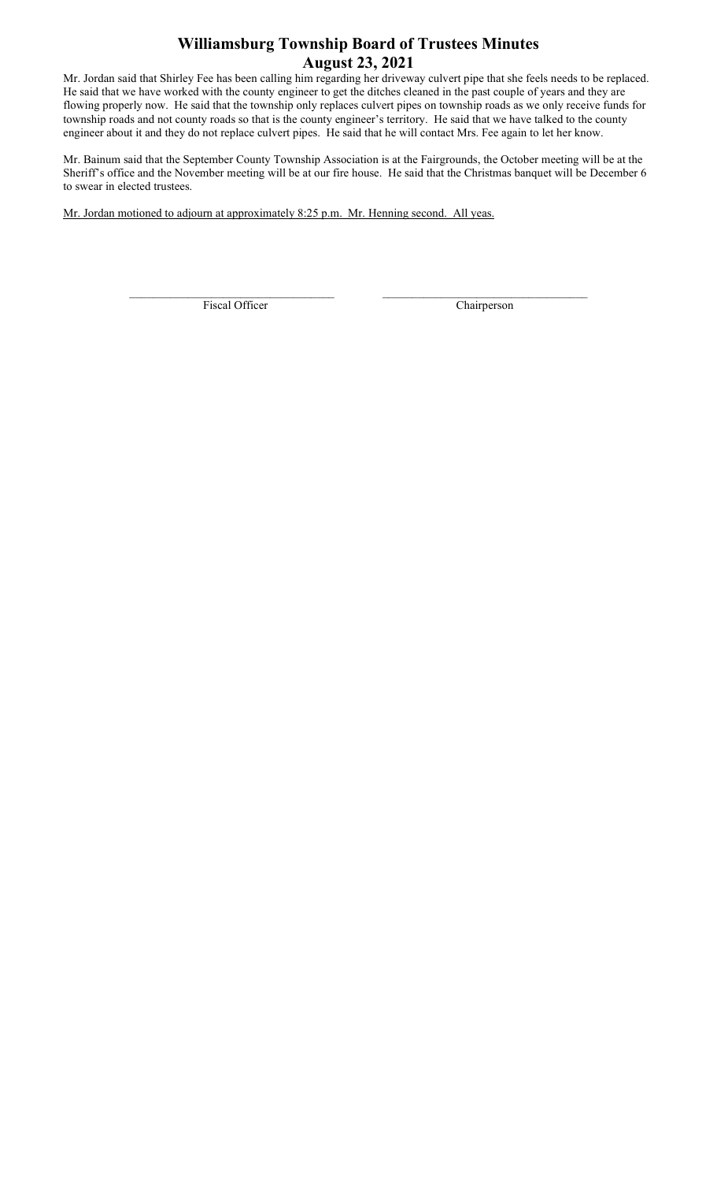# Williamsburg Township Board of Trustees Minutes
## August 23, 2021

Mr. Jordan said that Shirley Fee has been calling him regarding her driveway culvert pipe that she feels needs to be replaced. He said that we have worked with the county engineer to get the ditches cleaned in the past couple of years and they are flowing properly now. He said that the township only replaces culvert pipes on township roads as we only receive funds for township roads and not county roads so that is the county engineer's territory. He said that we have talked to the county engineer about it and they do not replace culvert pipes. He said that he will contact Mrs. Fee again to let her know.

Mr. Bainum said that the September County Township Association is at the Fairgrounds, the October meeting will be at the Sheriff's office and the November meeting will be at our fire house. He said that the Christmas banquet will be December 6 to swear in elected trustees.

Mr. Jordan motioned to adjourn at approximately 8:25 p.m. Mr. Henning second. All yeas.

\_\_\_\_\_\_\_\_\_\_\_\_\_\_\_\_\_\_\_\_\_\_\_\_\_\_\_\_\_\_\_\_\_\_\_
Fiscal Officer

\_\_\_\_\_\_\_\_\_\_\_\_\_\_\_\_\_\_\_\_\_\_\_\_\_\_\_\_\_\_\_\_\_\_\_
Chairperson